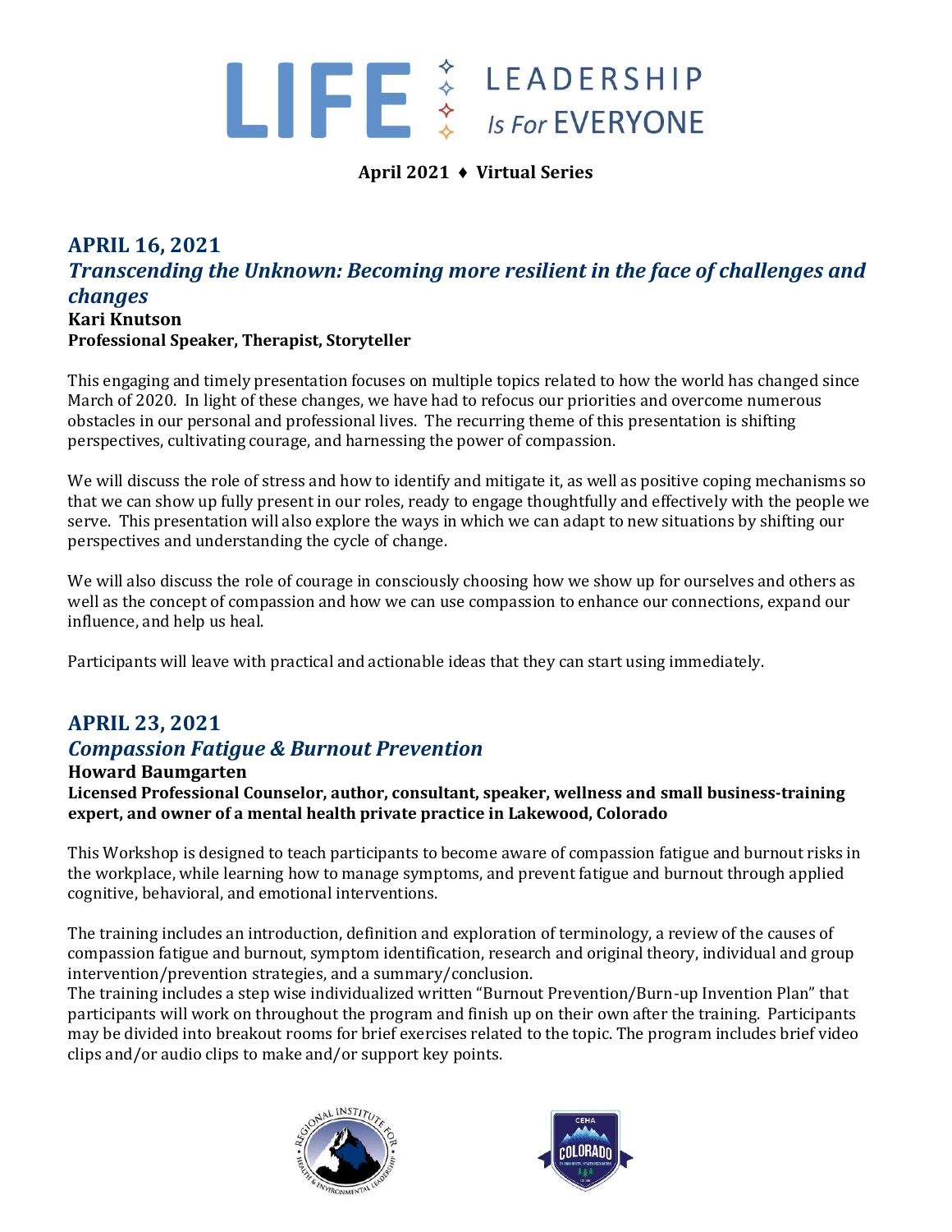# LIFE LEADERSHIP Is For EVERYONE

**April 2021 ♦ Virtual Series**

## APRIL 16, 2021

### *Transcending the Unknown: Becoming more resilient in the face of challenges and changes*

**Kari Knutson**
**Professional Speaker, Therapist, Storyteller**

This engaging and timely presentation focuses on multiple topics related to how the world has changed since March of 2020. In light of these changes, we have had to refocus our priorities and overcome numerous obstacles in our personal and professional lives. The recurring theme of this presentation is shifting perspectives, cultivating courage, and harnessing the power of compassion.

We will discuss the role of stress and how to identify and mitigate it, as well as positive coping mechanisms so that we can show up fully present in our roles, ready to engage thoughtfully and effectively with the people we serve. This presentation will also explore the ways in which we can adapt to new situations by shifting our perspectives and understanding the cycle of change.

We will also discuss the role of courage in consciously choosing how we show up for ourselves and others as well as the concept of compassion and how we can use compassion to enhance our connections, expand our influence, and help us heal.

Participants will leave with practical and actionable ideas that they can start using immediately.

## APRIL 23, 2021

### *Compassion Fatigue & Burnout Prevention*

**Howard Baumgarten**
**Licensed Professional Counselor, author, consultant, speaker, wellness and small business-training expert, and owner of a mental health private practice in Lakewood, Colorado**

This Workshop is designed to teach participants to become aware of compassion fatigue and burnout risks in the workplace, while learning how to manage symptoms, and prevent fatigue and burnout through applied cognitive, behavioral, and emotional interventions.

The training includes an introduction, definition and exploration of terminology, a review of the causes of compassion fatigue and burnout, symptom identification, research and original theory, individual and group intervention/prevention strategies, and a summary/conclusion.
The training includes a step wise individualized written "Burnout Prevention/Burn-up Invention Plan" that participants will work on throughout the program and finish up on their own after the training. Participants may be divided into breakout rooms for brief exercises related to the topic. The program includes brief video clips and/or audio clips to make and/or support key points.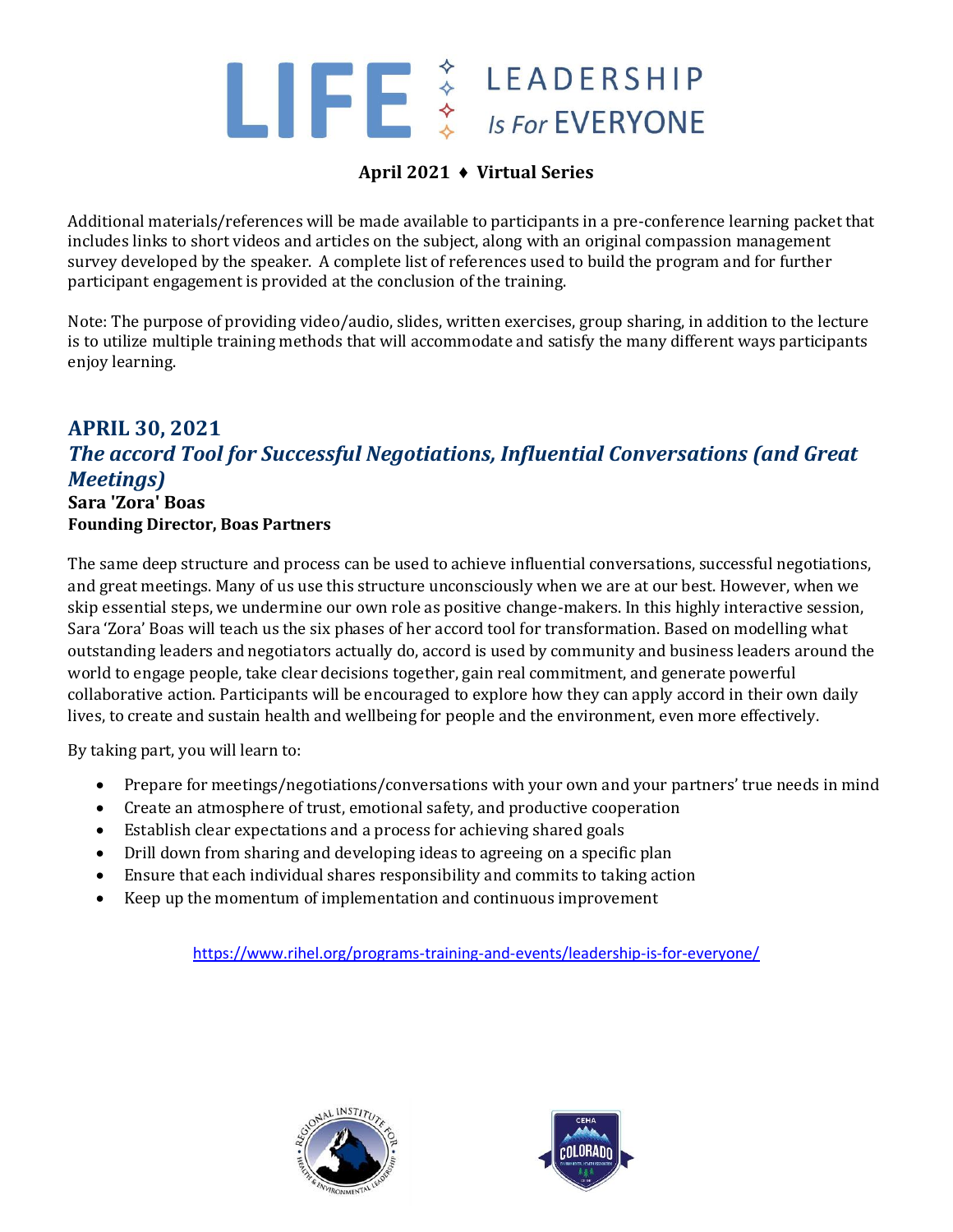# LIFE LEADERSHIP Is For EVERYONE

**April 2021 ♦ Virtual Series**

Additional materials/references will be made available to participants in a pre-conference learning packet that includes links to short videos and articles on the subject, along with an original compassion management survey developed by the speaker. A complete list of references used to build the program and for further participant engagement is provided at the conclusion of the training.

Note: The purpose of providing video/audio, slides, written exercises, group sharing, in addition to the lecture is to utilize multiple training methods that will accommodate and satisfy the many different ways participants enjoy learning.

## APRIL 30, 2021

### *The accord Tool for Successful Negotiations, Influential Conversations (and Great Meetings)*

**Sara 'Zora' Boas**
**Founding Director, Boas Partners**

The same deep structure and process can be used to achieve influential conversations, successful negotiations, and great meetings. Many of us use this structure unconsciously when we are at our best. However, when we skip essential steps, we undermine our own role as positive change-makers. In this highly interactive session, Sara 'Zora' Boas will teach us the six phases of her accord tool for transformation. Based on modelling what outstanding leaders and negotiators actually do, accord is used by community and business leaders around the world to engage people, take clear decisions together, gain real commitment, and generate powerful collaborative action. Participants will be encouraged to explore how they can apply accord in their own daily lives, to create and sustain health and wellbeing for people and the environment, even more effectively.

By taking part, you will learn to:

- Prepare for meetings/negotiations/conversations with your own and your partners' true needs in mind
- Create an atmosphere of trust, emotional safety, and productive cooperation
- Establish clear expectations and a process for achieving shared goals
- Drill down from sharing and developing ideas to agreeing on a specific plan
- Ensure that each individual shares responsibility and commits to taking action
- Keep up the momentum of implementation and continuous improvement

https://www.rihel.org/programs-training-and-events/leadership-is-for-everyone/